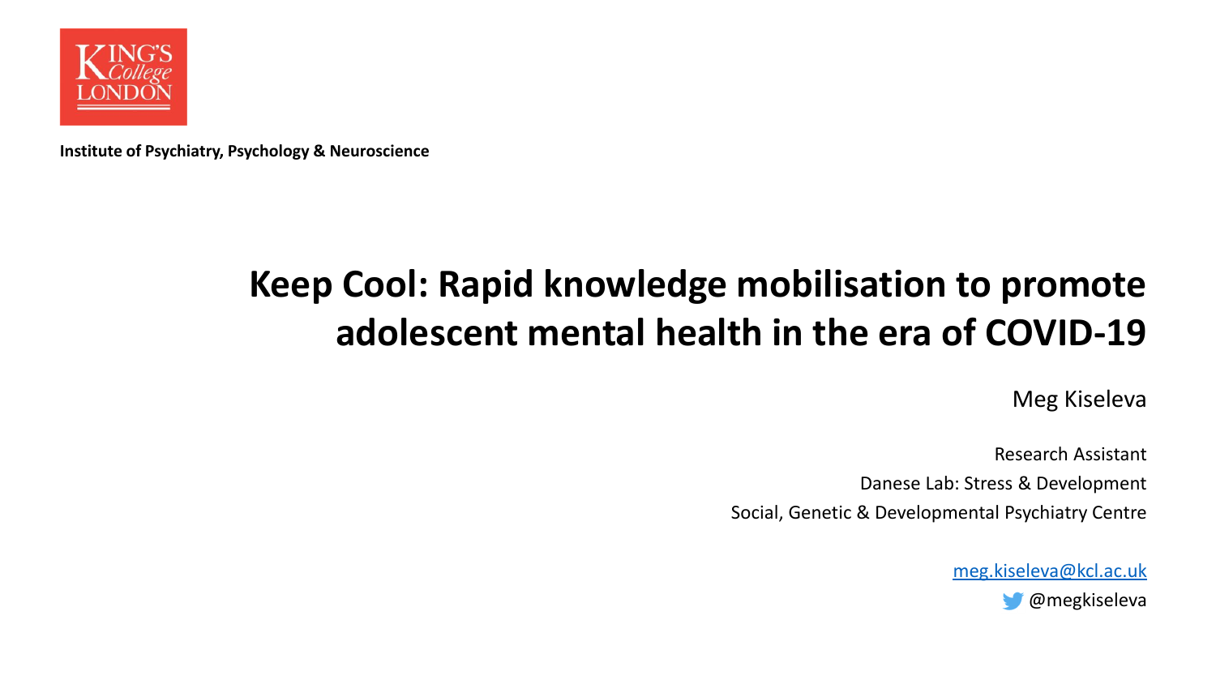King's College London

**Institute of Psychiatry, Psychology & Neuroscience**

# Keep Cool: Rapid knowledge mobilisation to promote adolescent mental health in the era of COVID-19

Meg Kiseleva

Research Assistant

Danese Lab: Stress & Development

Social, Genetic & Developmental Psychiatry Centre

meg.kiseleva@kcl.ac.uk

@megkiseleva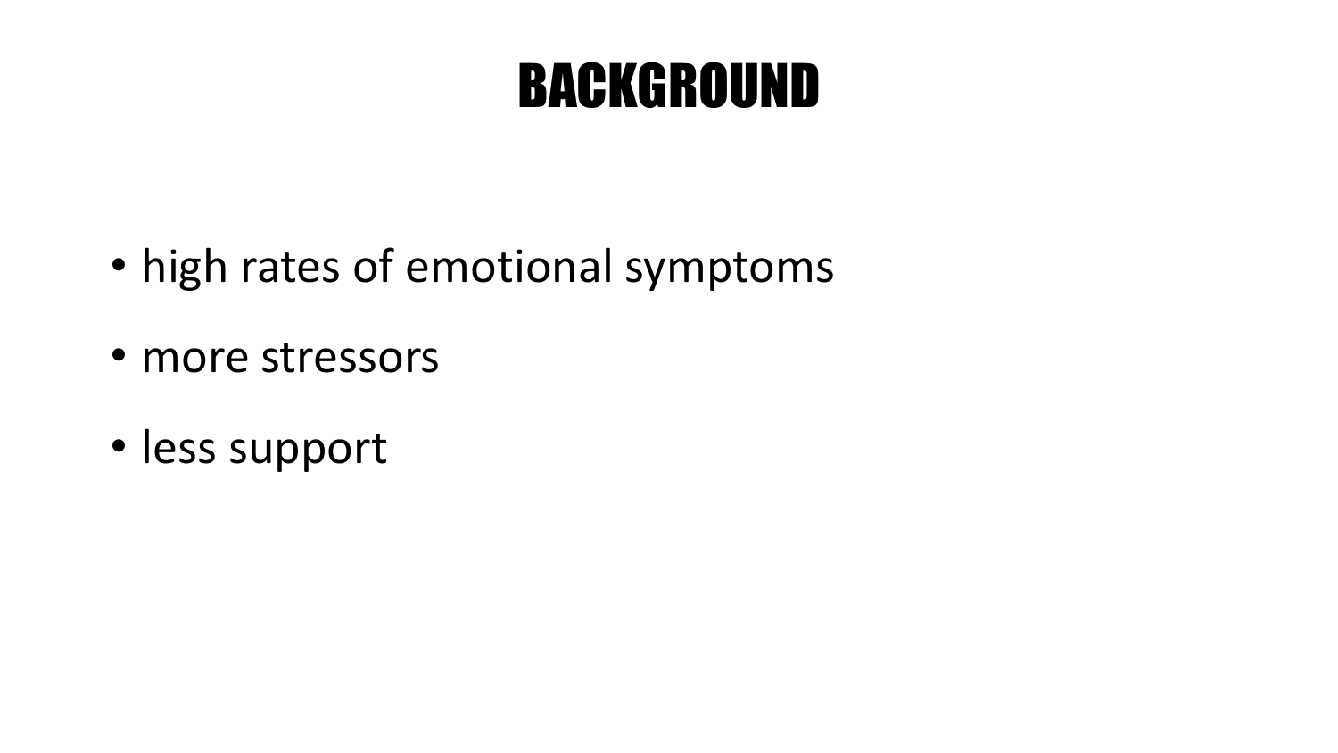# BACKGROUND

- high rates of emotional symptoms
- more stressors
- less support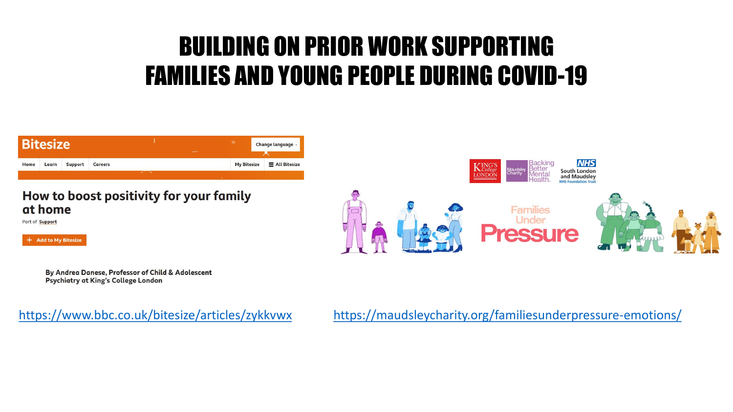# BUILDING ON PRIOR WORK SUPPORTING FAMILIES AND YOUNG PEOPLE DURING COVID-19

**Bitesize**

Home | Learn | Support | Careers | My Bitesize | All Bitesize

## How to boost positivity for your family at home

Part of Support

+ Add to My Bitesize

By Andrea Danese, Professor of Child & Adolescent Psychiatry at King's College London

https://www.bbc.co.uk/bitesize/articles/zykkvwx

King's College London | Maudsley Charity – Backing Better Mental Health | NHS South London and Maudsley NHS Foundation Trust

**Families Under Pressure**

https://maudsleycharity.org/familiesunderpressure-emotions/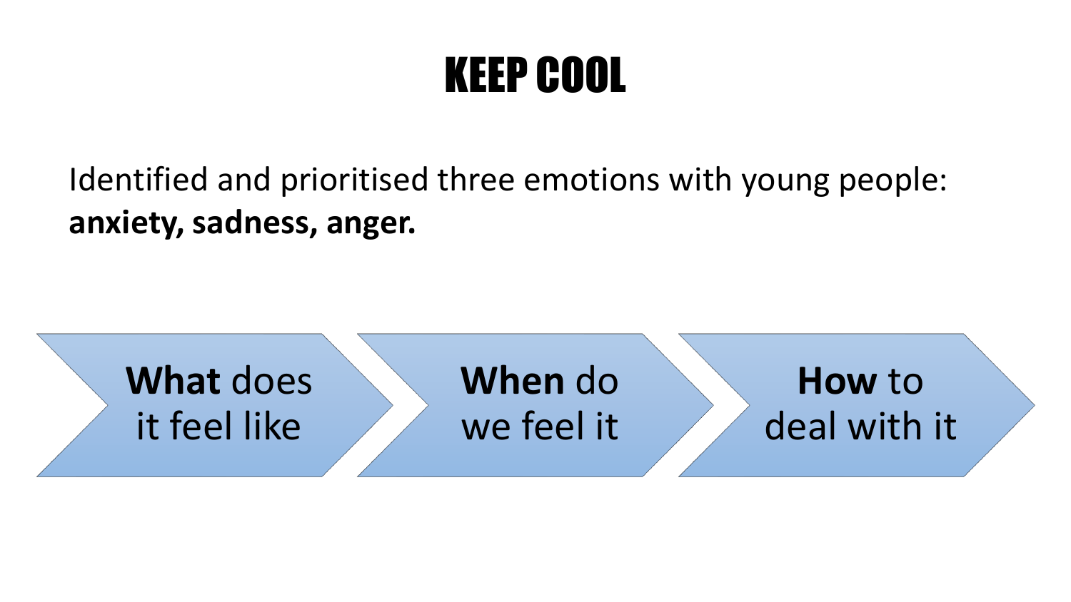# KEEP COOL

Identified and prioritised three emotions with young people: **anxiety, sadness, anger.**

- **What** does it feel like
- **When** do we feel it
- **How** to deal with it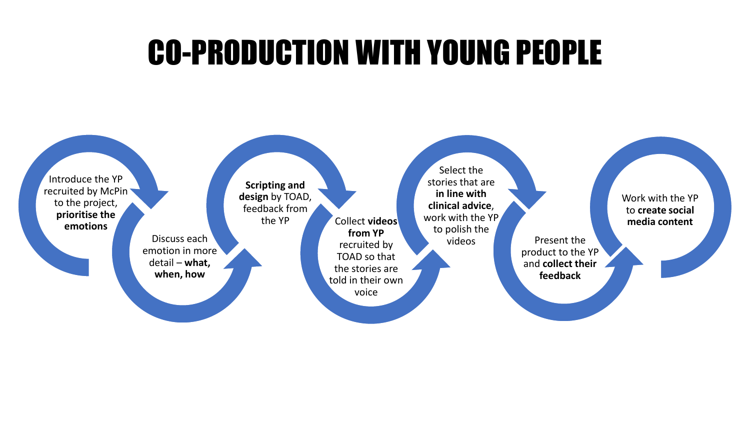# CO-PRODUCTION WITH YOUNG PEOPLE

1. Introduce the YP recruited by McPin to the project, **prioritise the emotions**
2. Discuss each emotion in more detail – **what, when, how**
3. **Scripting and design** by TOAD, feedback from the YP
4. Collect **videos from YP** recruited by TOAD so that the stories are told in their own voice
5. Select the stories that are **in line with clinical advice**, work with the YP to polish the videos
6. Present the product to the YP and **collect their feedback**
7. Work with the YP to **create social media content**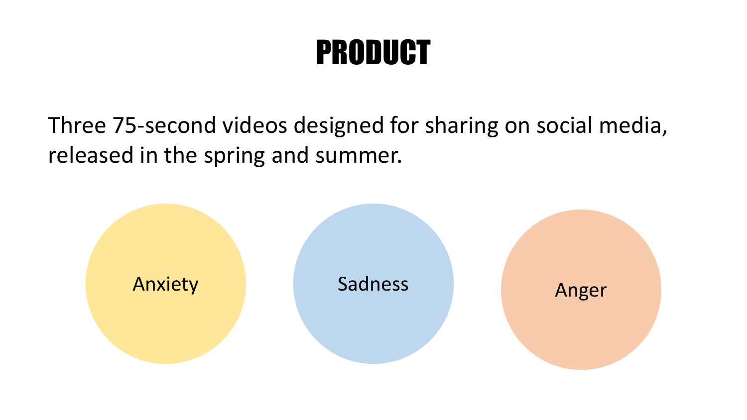# PRODUCT

Three 75-second videos designed for sharing on social media, released in the spring and summer.

- Anxiety
- Sadness
- Anger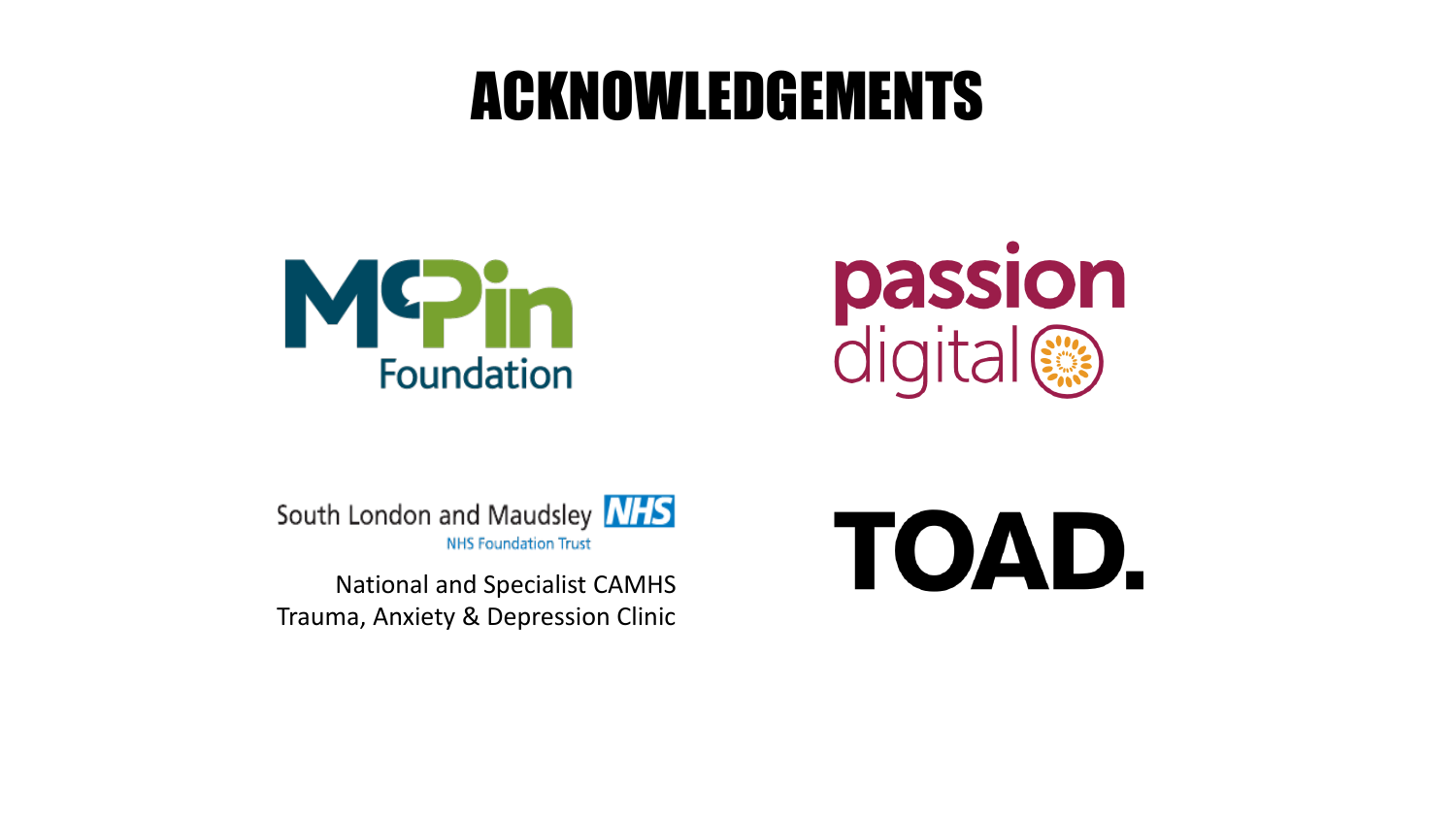# ACKNOWLEDGEMENTS

McPin Foundation

passion digital

South London and Maudsley NHS

NHS Foundation Trust

National and Specialist CAMHS
Trauma, Anxiety & Depression Clinic

TOAD.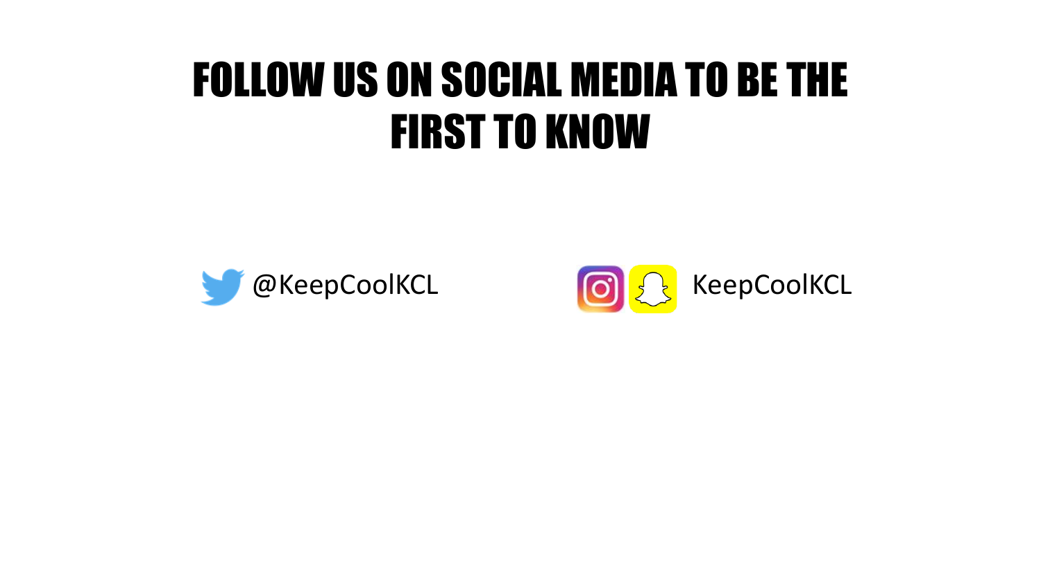# FOLLOW US ON SOCIAL MEDIA TO BE THE FIRST TO KNOW

@KeepCoolKCL

KeepCoolKCL